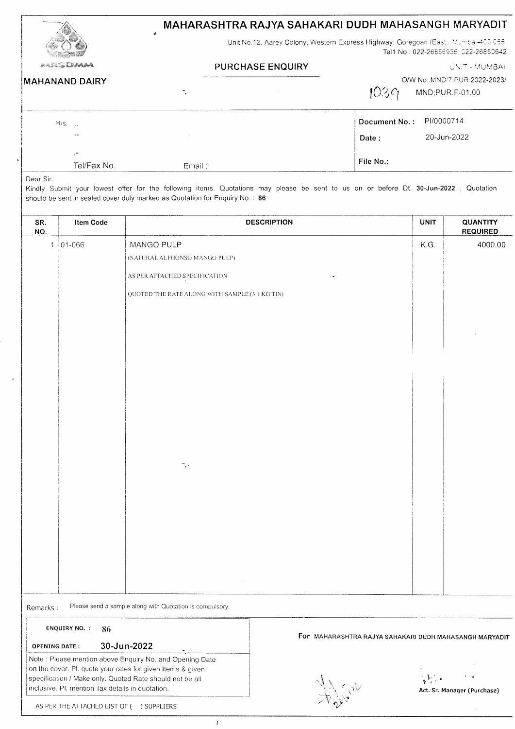# MAHARASHTRA RAJYA SAHAKARI DUDH MAHASANGH MARYADIT

MRSDMM

**MAHANAND DAIRY**

Unit No.12. Aarey Colony, Western Express Highway, Goregoan (East., Mumbai-400 065
Tel1 No : 022-26856936 022-26850642

## PURCHASE ENQUIRY

UNIT - MUMBAI

O/W No.:MND/7/PUR/2022-2023/ 1039

MND;PUR.F-01.00

M/S. ..

--

Tel/Fax No. Email :

**Document No. :** PI/0000714

**Date :** 20-Jun-2022

**File No.:**

Dear Sir.

Kindly Submit your lowest offer for the following items. Quotations may please be sent to us on or before Dt. **30-Jun-2022** , Quotation should be sent in sealed cover duly marked as Quotation for Enquiry No. : **86**

| SR. NO. | Item Code | DESCRIPTION | UNIT | QUANTITY REQUIRED |
|---|---|---|---|---|
| 1 | 01-066 | MANGO PULP<br>(NATURAL ALPHONSO MANGO PULP)<br>AS PER ATTACHED SPECIFICATION<br>QUOTED THE RATE ALONG WITH SAMPLE (3.1 KG TIN) | K.G. | 4000.00 |

Remarks : Please send a sample along with Quotation is compulsory.

**ENQUIRY NO. :** 86

**OPENING DATE :** 30-Jun-2022

Note : Please mention above Enquiry No. and Opening Date on the cover. Pl. quote your rates for given Items & given specification / Make only. Quoted Rate should not be all inclusive. Pl. mention Tax details in quotation.

For MAHARASHTRA RAJYA SAHAKARI DUDH MAHASANGH MARYADIT

**Act. Sr. Manager (Purchase)**

AS PER THE ATTACHED LIST OF ( ) SUPPLIERS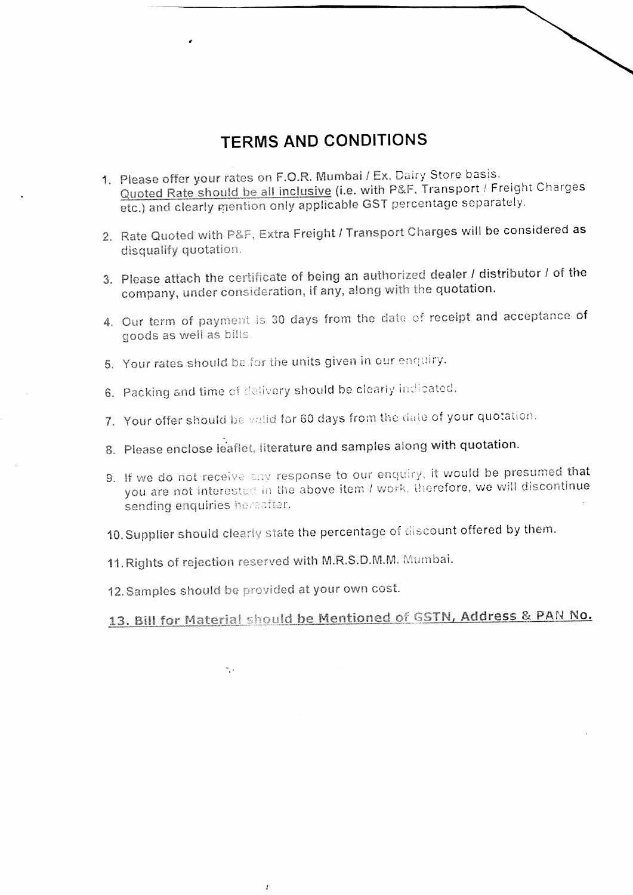# TERMS AND CONDITIONS

1. Please offer your rates on F.O.R. Mumbai / Ex. Dairy Store basis.
   Quoted Rate should be all inclusive (i.e. with P&F, Transport / Freight Charges etc.) and clearly mention only applicable GST percentage separately.

2. Rate Quoted with P&F, Extra Freight / Transport Charges will be considered as disqualify quotation.

3. Please attach the certificate of being an authorized dealer / distributor / of the company, under consideration, if any, along with the quotation.

4. Our term of payment is 30 days from the date of receipt and acceptance of goods as well as bills.

5. Your rates should be for the units given in our enquiry.

6. Packing and time of delivery should be clearly indicated.

7. Your offer should be valid for 60 days from the date of your quotation.

8. Please enclose leaflet, literature and samples along with quotation.

9. If we do not receive any response to our enquiry, it would be presumed that you are not interested in the above item / work, therefore, we will discontinue sending enquiries hereafter.

10. Supplier should clearly state the percentage of discount offered by them.

11. Rights of rejection reserved with M.R.S.D.M.M. Mumbai.

12. Samples should be provided at your own cost.

13. **Bill for Material should be Mentioned of GSTN, Address & PAN No.**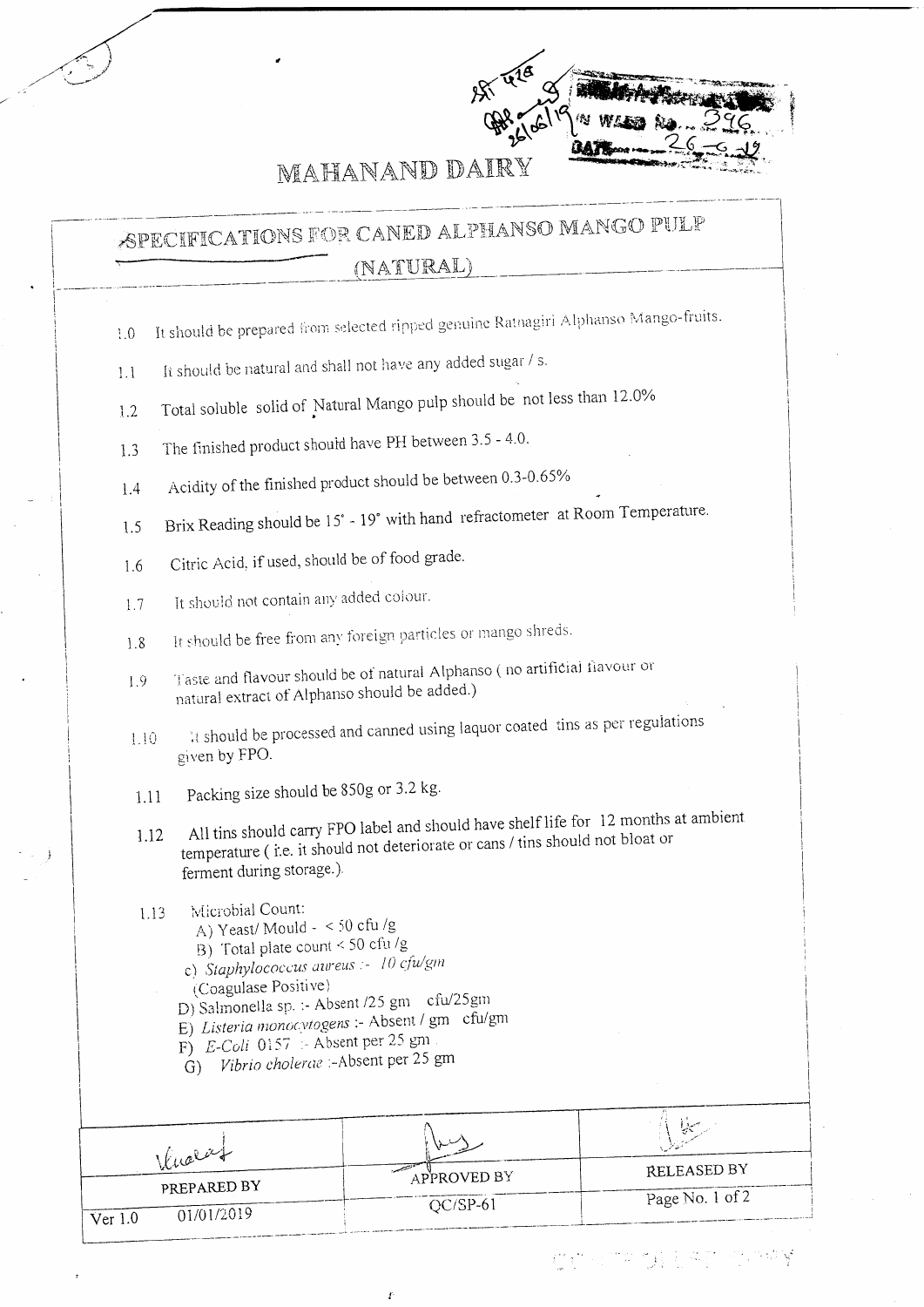IN WARD No. 396
DATE 26-6-19

# MAHANAND DAIRY

## SPECIFICATIONS FOR CANED ALPHANSO MANGO PULP (NATURAL)

1.0 It should be prepared from selected ripped genuine Ratnagiri Alphanso Mango-fruits.

1.1 It should be natural and shall not have any added sugar / s.

1.2 Total soluble solid of Natural Mango pulp should be not less than 12.0%

1.3 The finished product should have PH between 3.5 - 4.0.

1.4 Acidity of the finished product should be between 0.3-0.65%

1.5 Brix Reading should be 15° - 19° with hand refractometer at Room Temperature.

1.6 Citric Acid, if used, should be of food grade.

1.7 It should not contain any added colour.

1.8 It should be free from any foreign particles or mango shreds.

1.9 Taste and flavour should be of natural Alphanso ( no artificial flavour or natural extract of Alphanso should be added.)

1.10 It should be processed and canned using laquor coated tins as per regulations given by FPO.

1.11 Packing size should be 850g or 3.2 kg.

1.12 All tins should carry FPO label and should have shelf life for 12 months at ambient temperature ( i.e. it should not deteriorate or cans / tins should not bloat or ferment during storage.).

1.13 Microbial Count:
 A) Yeast/ Mould - < 50 cfu /g
 B) Total plate count < 50 cfu /g
 c) *Staphylococcus aureus* :- 10 cfu/gm (Coagulase Positive)
 D) Salmonella sp. :- Absent /25 gm cfu/25gm
 E) *Listeria monocytogens* :- Absent / gm cfu/gm
 F) *E-Coli* 0157 :- Absent per 25 gm
 G) *Vibrio cholerae* :-Absent per 25 gm

| PREPARED BY | APPROVED BY | RELEASED BY |
|---|---|---|
| Ver 1.0 01/01/2019 | QC/SP-61 | |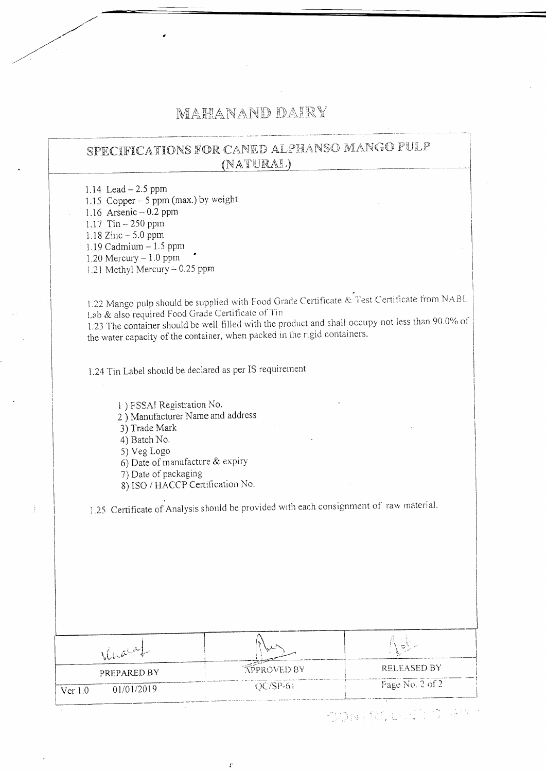# MAHANAND DAIRY

## SPECIFICATIONS FOR CANED ALPHANSO MANGO PULP (NATURAL)

1.14 Lead – 2.5 ppm
1.15 Copper – 5 ppm (max.) by weight
1.16 Arsenic – 0.2 ppm
1.17 Tin – 250 ppm
1.18 Zinc – 5.0 ppm
1.19 Cadmium – 1.5 ppm
1.20 Mercury – 1.0 ppm
1.21 Methyl Mercury – 0.25 ppm

1.22 Mango pulp should be supplied with Food Grade Certificate & Test Certificate from NABL Lab & also required Food Grade Certificate of Tin

1.23 The container should be well filled with the product and shall occupy not less than 90.0% of the water capacity of the container, when packed in the rigid containers.

1.24 Tin Label should be declared as per IS requirement

1 ) FSSAI Registration No.
2 ) Manufacturer Name and address
3) Trade Mark
4) Batch No.
5) Veg Logo
6) Date of manufacture & expiry
7) Date of packaging
8) ISO / HACCP Certification No.

1.25 Certificate of Analysis should be provided with each consignment of raw material.

| | | | |
|---|---|---|---|
| PREPARED BY | | APPROVED BY | RELEASED BY |
| Ver 1.0 | 01/01/2019 | QC/SP-61 | Page No. 2 of 2 |